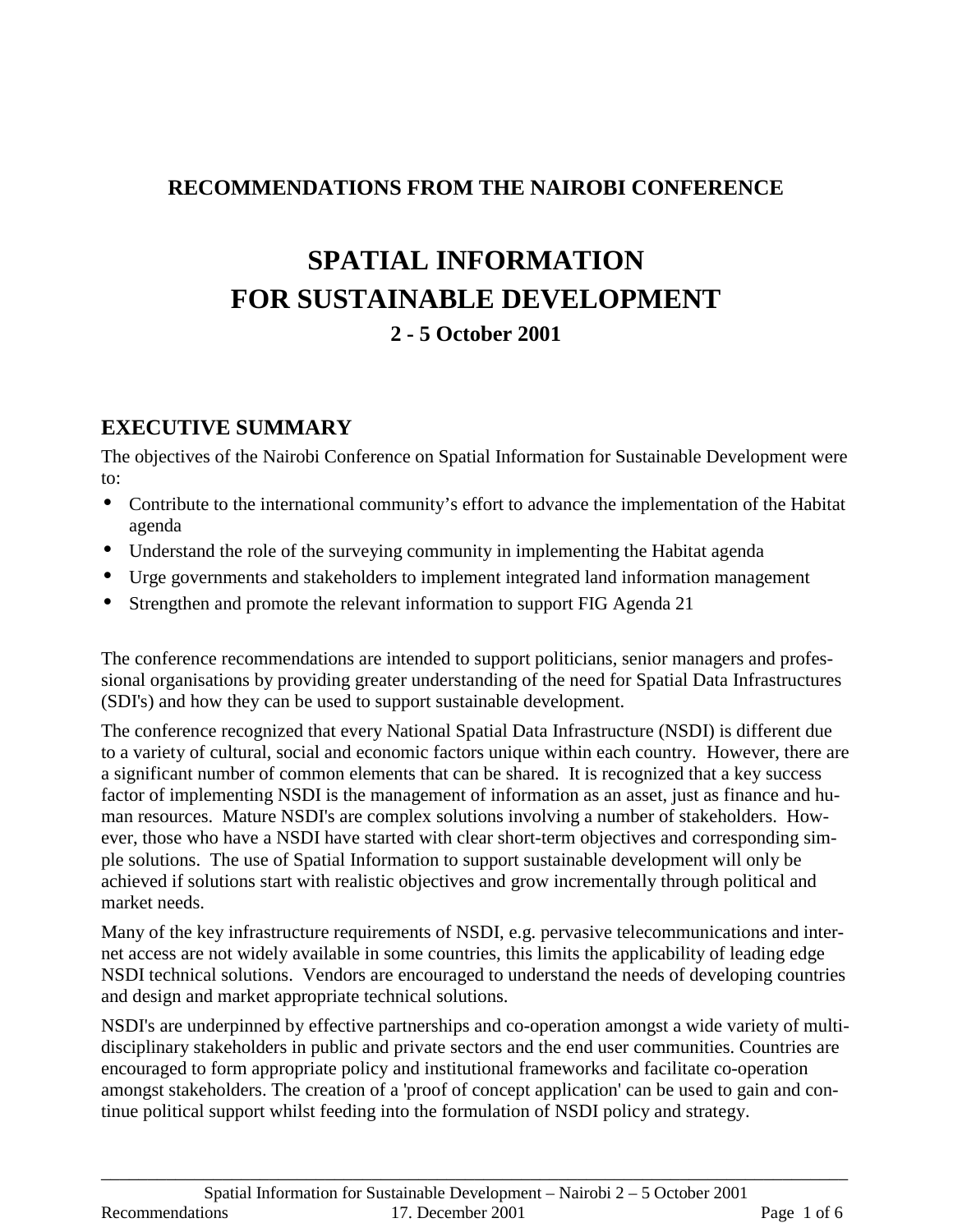**RECOMMENDATIONS FROM THE NAIROBI CONFERENCE**

# SPATIAL INFORMATION FOR SUSTAINABLE DEVELOPMENT

**2 - 5 October 2001**

## EXECUTIVE SUMMARY

The objectives of the Nairobi Conference on Spatial Information for Sustainable Development were to:

- Contribute to the international community's effort to advance the implementation of the Habitat agenda
- Understand the role of the surveying community in implementing the Habitat agenda
- Urge governments and stakeholders to implement integrated land information management
- Strengthen and promote the relevant information to support FIG Agenda 21

The conference recommendations are intended to support politicians, senior managers and professional organisations by providing greater understanding of the need for Spatial Data Infrastructures (SDI's) and how they can be used to support sustainable development.

The conference recognized that every National Spatial Data Infrastructure (NSDI) is different due to a variety of cultural, social and economic factors unique within each country. However, there are a significant number of common elements that can be shared. It is recognized that a key success factor of implementing NSDI is the management of information as an asset, just as finance and human resources. Mature NSDI's are complex solutions involving a number of stakeholders. However, those who have a NSDI have started with clear short-term objectives and corresponding simple solutions. The use of Spatial Information to support sustainable development will only be achieved if solutions start with realistic objectives and grow incrementally through political and market needs.

Many of the key infrastructure requirements of NSDI, e.g. pervasive telecommunications and internet access are not widely available in some countries, this limits the applicability of leading edge NSDI technical solutions. Vendors are encouraged to understand the needs of developing countries and design and market appropriate technical solutions.

NSDI's are underpinned by effective partnerships and co-operation amongst a wide variety of multi-disciplinary stakeholders in public and private sectors and the end user communities. Countries are encouraged to form appropriate policy and institutional frameworks and facilitate co-operation amongst stakeholders. The creation of a 'proof of concept application' can be used to gain and continue political support whilst feeding into the formulation of NSDI policy and strategy.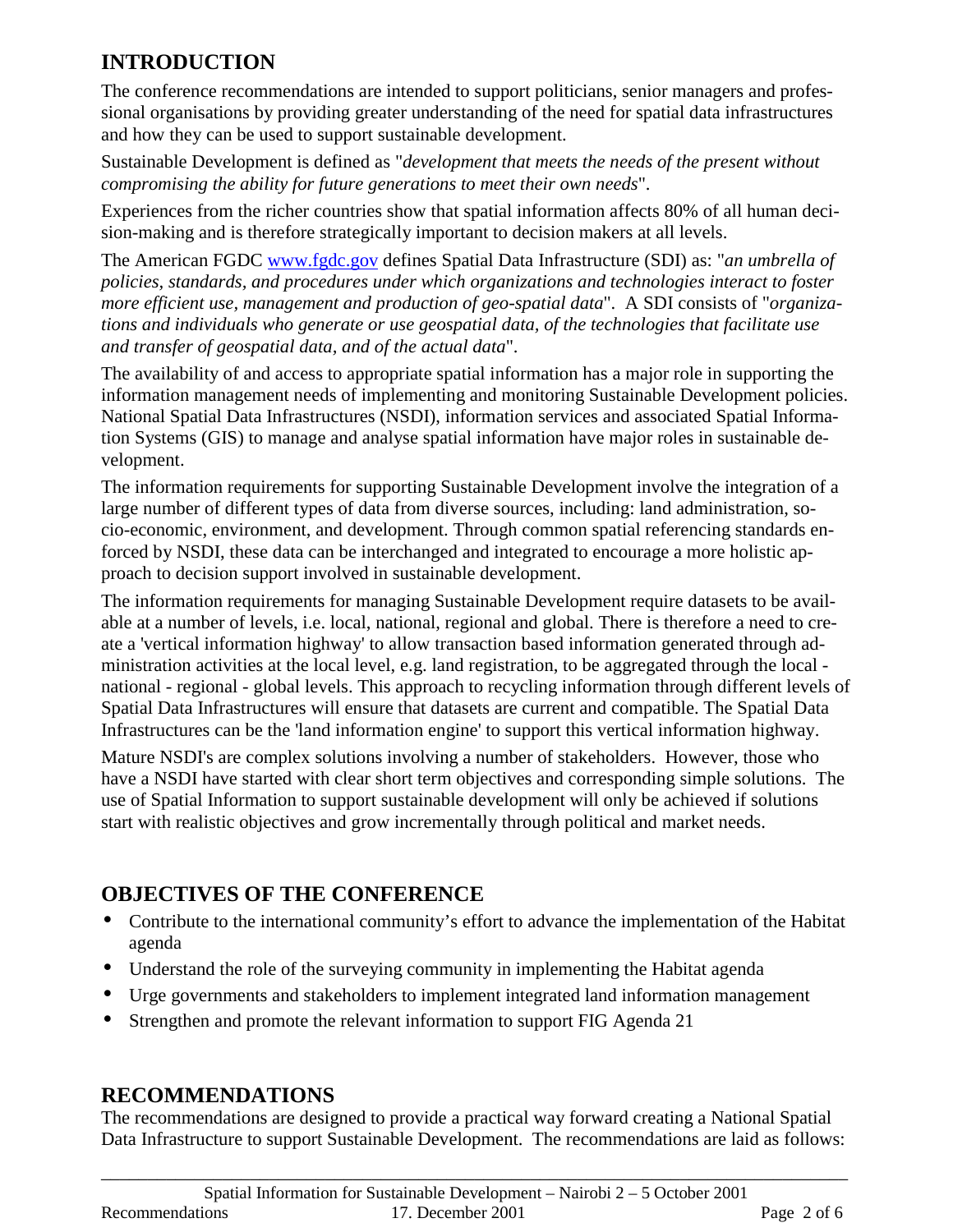## INTRODUCTION

The conference recommendations are intended to support politicians, senior managers and professional organisations by providing greater understanding of the need for spatial data infrastructures and how they can be used to support sustainable development.

Sustainable Development is defined as "*development that meets the needs of the present without compromising the ability for future generations to meet their own needs*".

Experiences from the richer countries show that spatial information affects 80% of all human decision-making and is therefore strategically important to decision makers at all levels.

The American FGDC [www.fgdc.gov](http://www.fgdc.gov) defines Spatial Data Infrastructure (SDI) as: "*an umbrella of policies, standards, and procedures under which organizations and technologies interact to foster more efficient use, management and production of geo-spatial data*". A SDI consists of "*organizations and individuals who generate or use geospatial data, of the technologies that facilitate use and transfer of geospatial data, and of the actual data*".

The availability of and access to appropriate spatial information has a major role in supporting the information management needs of implementing and monitoring Sustainable Development policies. National Spatial Data Infrastructures (NSDI), information services and associated Spatial Information Systems (GIS) to manage and analyse spatial information have major roles in sustainable development.

The information requirements for supporting Sustainable Development involve the integration of a large number of different types of data from diverse sources, including: land administration, socio-economic, environment, and development. Through common spatial referencing standards enforced by NSDI, these data can be interchanged and integrated to encourage a more holistic approach to decision support involved in sustainable development.

The information requirements for managing Sustainable Development require datasets to be available at a number of levels, i.e. local, national, regional and global. There is therefore a need to create a 'vertical information highway' to allow transaction based information generated through administration activities at the local level, e.g. land registration, to be aggregated through the local - national - regional - global levels. This approach to recycling information through different levels of Spatial Data Infrastructures will ensure that datasets are current and compatible. The Spatial Data Infrastructures can be the 'land information engine' to support this vertical information highway.

Mature NSDI's are complex solutions involving a number of stakeholders. However, those who have a NSDI have started with clear short term objectives and corresponding simple solutions. The use of Spatial Information to support sustainable development will only be achieved if solutions start with realistic objectives and grow incrementally through political and market needs.

## OBJECTIVES OF THE CONFERENCE

- Contribute to the international community's effort to advance the implementation of the Habitat agenda
- Understand the role of the surveying community in implementing the Habitat agenda
- Urge governments and stakeholders to implement integrated land information management
- Strengthen and promote the relevant information to support FIG Agenda 21

## RECOMMENDATIONS

The recommendations are designed to provide a practical way forward creating a National Spatial Data Infrastructure to support Sustainable Development. The recommendations are laid as follows: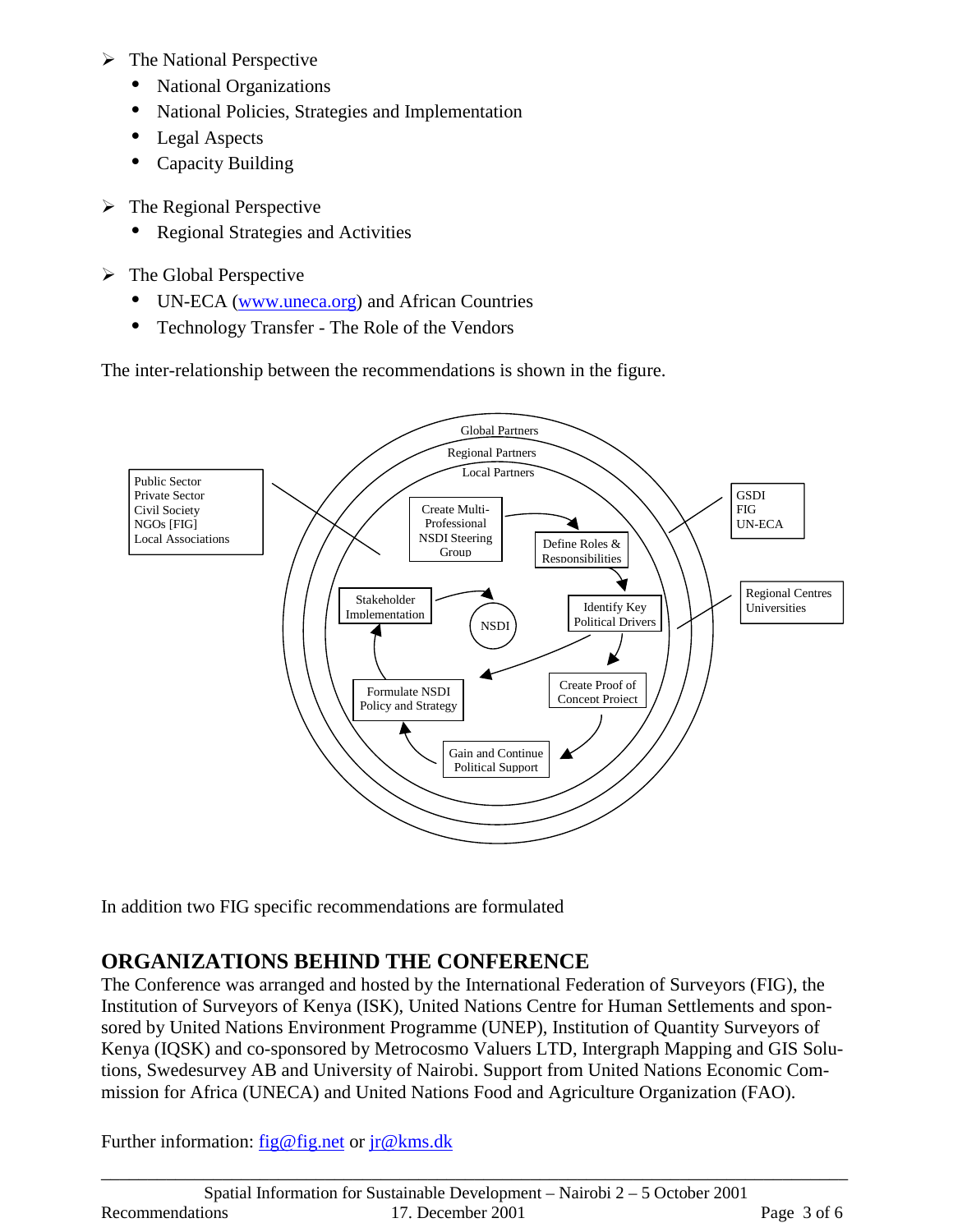- The National Perspective
  - National Organizations
  - National Policies, Strategies and Implementation
  - Legal Aspects
  - Capacity Building

- The Regional Perspective
  - Regional Strategies and Activities

- The Global Perspective
  - UN-ECA (www.uneca.org) and African Countries
  - Technology Transfer - The Role of the Vendors

The inter-relationship between the recommendations is shown in the figure.

In addition two FIG specific recommendations are formulated

## ORGANIZATIONS BEHIND THE CONFERENCE

The Conference was arranged and hosted by the International Federation of Surveyors (FIG), the Institution of Surveyors of Kenya (ISK), United Nations Centre for Human Settlements and sponsored by United Nations Environment Programme (UNEP), Institution of Quantity Surveyors of Kenya (IQSK) and co-sponsored by Metrocosmo Valuers LTD, Intergraph Mapping and GIS Solutions, Swedesurvey AB and University of Nairobi. Support from United Nations Economic Commission for Africa (UNECA) and United Nations Food and Agriculture Organization (FAO).

Further information: fig@fig.net or jr@kms.dk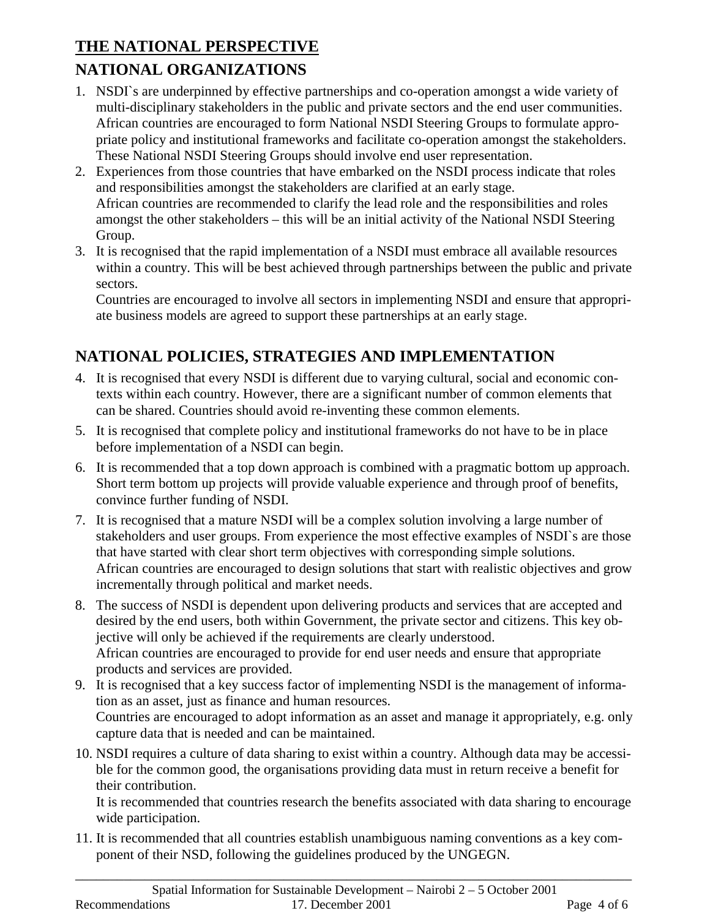# THE NATIONAL PERSPECTIVE

## NATIONAL ORGANIZATIONS

1. NSDI`s are underpinned by effective partnerships and co-operation amongst a wide variety of multi-disciplinary stakeholders in the public and private sectors and the end user communities. African countries are encouraged to form National NSDI Steering Groups to formulate appropriate policy and institutional frameworks and facilitate co-operation amongst the stakeholders. These National NSDI Steering Groups should involve end user representation.
2. Experiences from those countries that have embarked on the NSDI process indicate that roles and responsibilities amongst the stakeholders are clarified at an early stage.
   African countries are recommended to clarify the lead role and the responsibilities and roles amongst the other stakeholders – this will be an initial activity of the National NSDI Steering Group.
3. It is recognised that the rapid implementation of a NSDI must embrace all available resources within a country. This will be best achieved through partnerships between the public and private sectors.
   Countries are encouraged to involve all sectors in implementing NSDI and ensure that appropriate business models are agreed to support these partnerships at an early stage.

## NATIONAL POLICIES, STRATEGIES AND IMPLEMENTATION

4. It is recognised that every NSDI is different due to varying cultural, social and economic contexts within each country. However, there are a significant number of common elements that can be shared. Countries should avoid re-inventing these common elements.
5. It is recognised that complete policy and institutional frameworks do not have to be in place before implementation of a NSDI can begin.
6. It is recommended that a top down approach is combined with a pragmatic bottom up approach. Short term bottom up projects will provide valuable experience and through proof of benefits, convince further funding of NSDI.
7. It is recognised that a mature NSDI will be a complex solution involving a large number of stakeholders and user groups. From experience the most effective examples of NSDI`s are those that have started with clear short term objectives with corresponding simple solutions.
   African countries are encouraged to design solutions that start with realistic objectives and grow incrementally through political and market needs.
8. The success of NSDI is dependent upon delivering products and services that are accepted and desired by the end users, both within Government, the private sector and citizens. This key objective will only be achieved if the requirements are clearly understood.
   African countries are encouraged to provide for end user needs and ensure that appropriate products and services are provided.
9. It is recognised that a key success factor of implementing NSDI is the management of information as an asset, just as finance and human resources.
   Countries are encouraged to adopt information as an asset and manage it appropriately, e.g. only capture data that is needed and can be maintained.
10. NSDI requires a culture of data sharing to exist within a country. Although data may be accessible for the common good, the organisations providing data must in return receive a benefit for their contribution.
    It is recommended that countries research the benefits associated with data sharing to encourage wide participation.
11. It is recommended that all countries establish unambiguous naming conventions as a key component of their NSD, following the guidelines produced by the UNGEGN.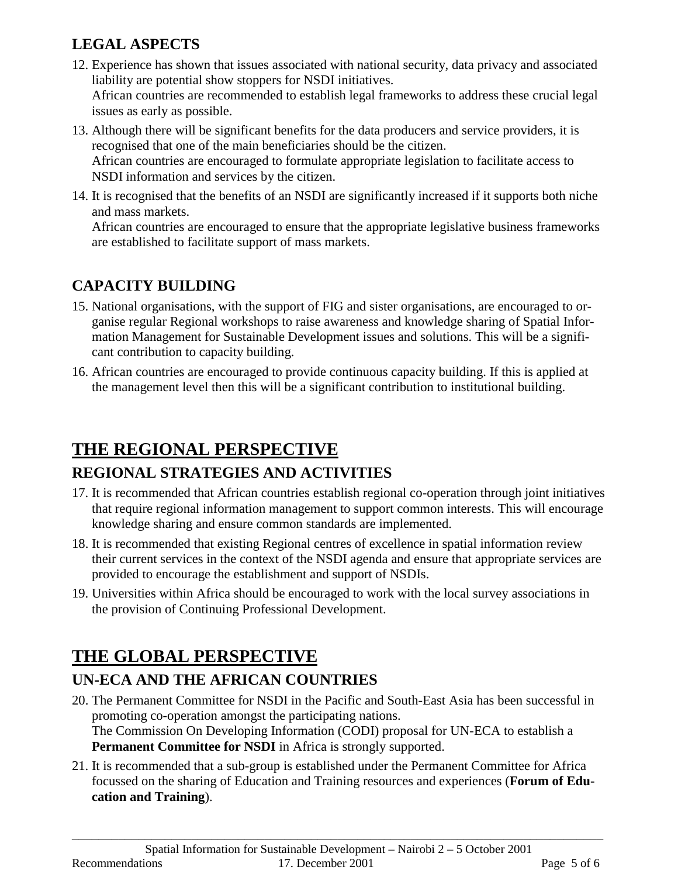### LEGAL ASPECTS

12. Experience has shown that issues associated with national security, data privacy and associated liability are potential show stoppers for NSDI initiatives.
    African countries are recommended to establish legal frameworks to address these crucial legal issues as early as possible.
13. Although there will be significant benefits for the data producers and service providers, it is recognised that one of the main beneficiaries should be the citizen.
    African countries are encouraged to formulate appropriate legislation to facilitate access to NSDI information and services by the citizen.
14. It is recognised that the benefits of an NSDI are significantly increased if it supports both niche and mass markets.
    African countries are encouraged to ensure that the appropriate legislative business frameworks are established to facilitate support of mass markets.

### CAPACITY BUILDING

15. National organisations, with the support of FIG and sister organisations, are encouraged to organise regular Regional workshops to raise awareness and knowledge sharing of Spatial Information Management for Sustainable Development issues and solutions. This will be a significant contribution to capacity building.
16. African countries are encouraged to provide continuous capacity building. If this is applied at the management level then this will be a significant contribution to institutional building.

## THE REGIONAL PERSPECTIVE

### REGIONAL STRATEGIES AND ACTIVITIES

17. It is recommended that African countries establish regional co-operation through joint initiatives that require regional information management to support common interests. This will encourage knowledge sharing and ensure common standards are implemented.
18. It is recommended that existing Regional centres of excellence in spatial information review their current services in the context of the NSDI agenda and ensure that appropriate services are provided to encourage the establishment and support of NSDIs.
19. Universities within Africa should be encouraged to work with the local survey associations in the provision of Continuing Professional Development.

## THE GLOBAL PERSPECTIVE

### UN-ECA AND THE AFRICAN COUNTRIES

20. The Permanent Committee for NSDI in the Pacific and South-East Asia has been successful in promoting co-operation amongst the participating nations.
    The Commission On Developing Information (CODI) proposal for UN-ECA to establish a **Permanent Committee for NSDI** in Africa is strongly supported.
21. It is recommended that a sub-group is established under the Permanent Committee for Africa focussed on the sharing of Education and Training resources and experiences (**Forum of Education and Training**).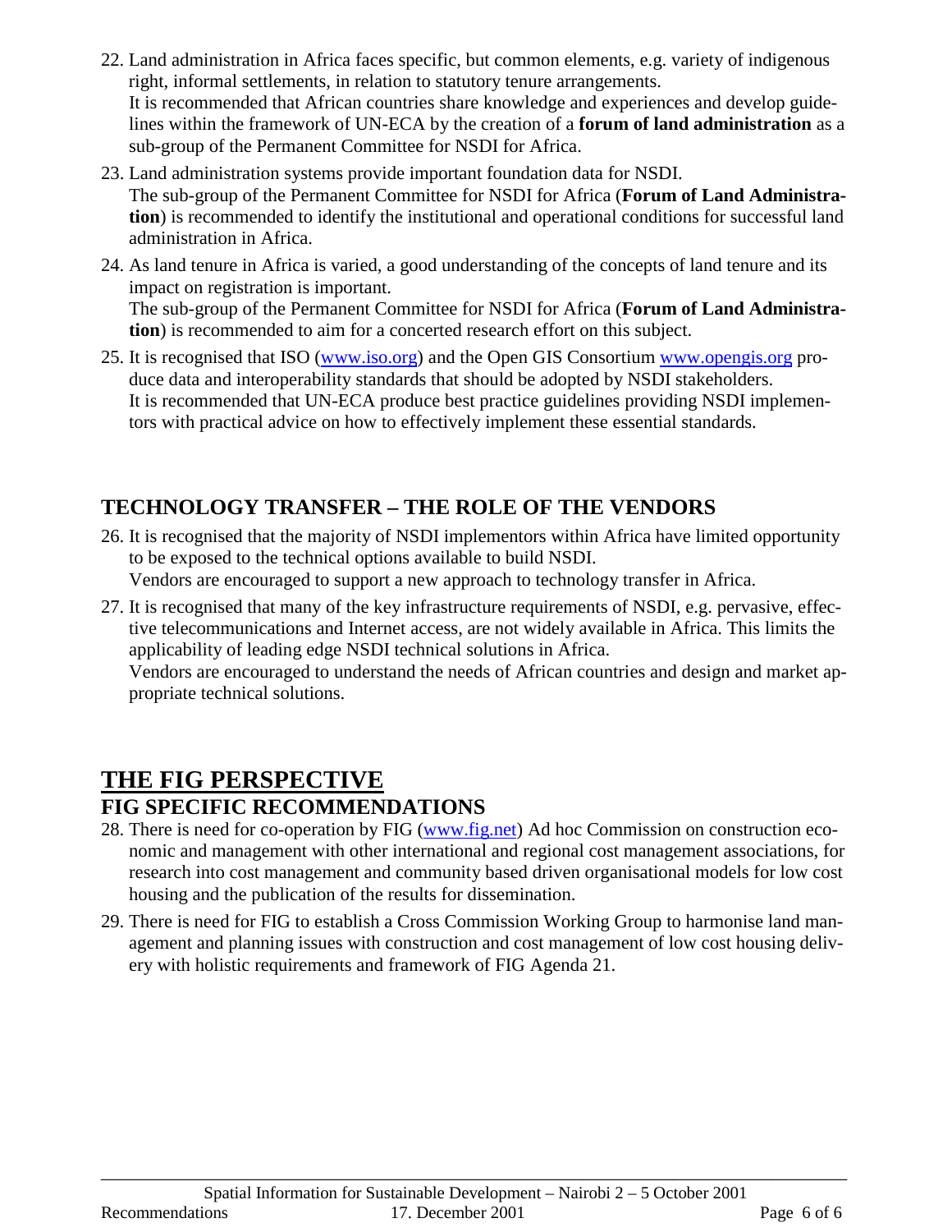22. Land administration in Africa faces specific, but common elements, e.g. variety of indigenous right, informal settlements, in relation to statutory tenure arrangements.
    It is recommended that African countries share knowledge and experiences and develop guidelines within the framework of UN-ECA by the creation of a **forum of land administration** as a sub-group of the Permanent Committee for NSDI for Africa.

23. Land administration systems provide important foundation data for NSDI.
    The sub-group of the Permanent Committee for NSDI for Africa (**Forum of Land Administration**) is recommended to identify the institutional and operational conditions for successful land administration in Africa.

24. As land tenure in Africa is varied, a good understanding of the concepts of land tenure and its impact on registration is important.
    The sub-group of the Permanent Committee for NSDI for Africa (**Forum of Land Administration**) is recommended to aim for a concerted research effort on this subject.

25. It is recognised that ISO (www.iso.org) and the Open GIS Consortium www.opengis.org produce data and interoperability standards that should be adopted by NSDI stakeholders.
    It is recommended that UN-ECA produce best practice guidelines providing NSDI implementors with practical advice on how to effectively implement these essential standards.

## TECHNOLOGY TRANSFER – THE ROLE OF THE VENDORS

26. It is recognised that the majority of NSDI implementors within Africa have limited opportunity to be exposed to the technical options available to build NSDI.
    Vendors are encouraged to support a new approach to technology transfer in Africa.

27. It is recognised that many of the key infrastructure requirements of NSDI, e.g. pervasive, effective telecommunications and Internet access, are not widely available in Africa. This limits the applicability of leading edge NSDI technical solutions in Africa.
    Vendors are encouraged to understand the needs of African countries and design and market appropriate technical solutions.

# THE FIG PERSPECTIVE

## FIG SPECIFIC RECOMMENDATIONS

28. There is need for co-operation by FIG (www.fig.net) Ad hoc Commission on construction economic and management with other international and regional cost management associations, for research into cost management and community based driven organisational models for low cost housing and the publication of the results for dissemination.

29. There is need for FIG to establish a Cross Commission Working Group to harmonise land management and planning issues with construction and cost management of low cost housing delivery with holistic requirements and framework of FIG Agenda 21.